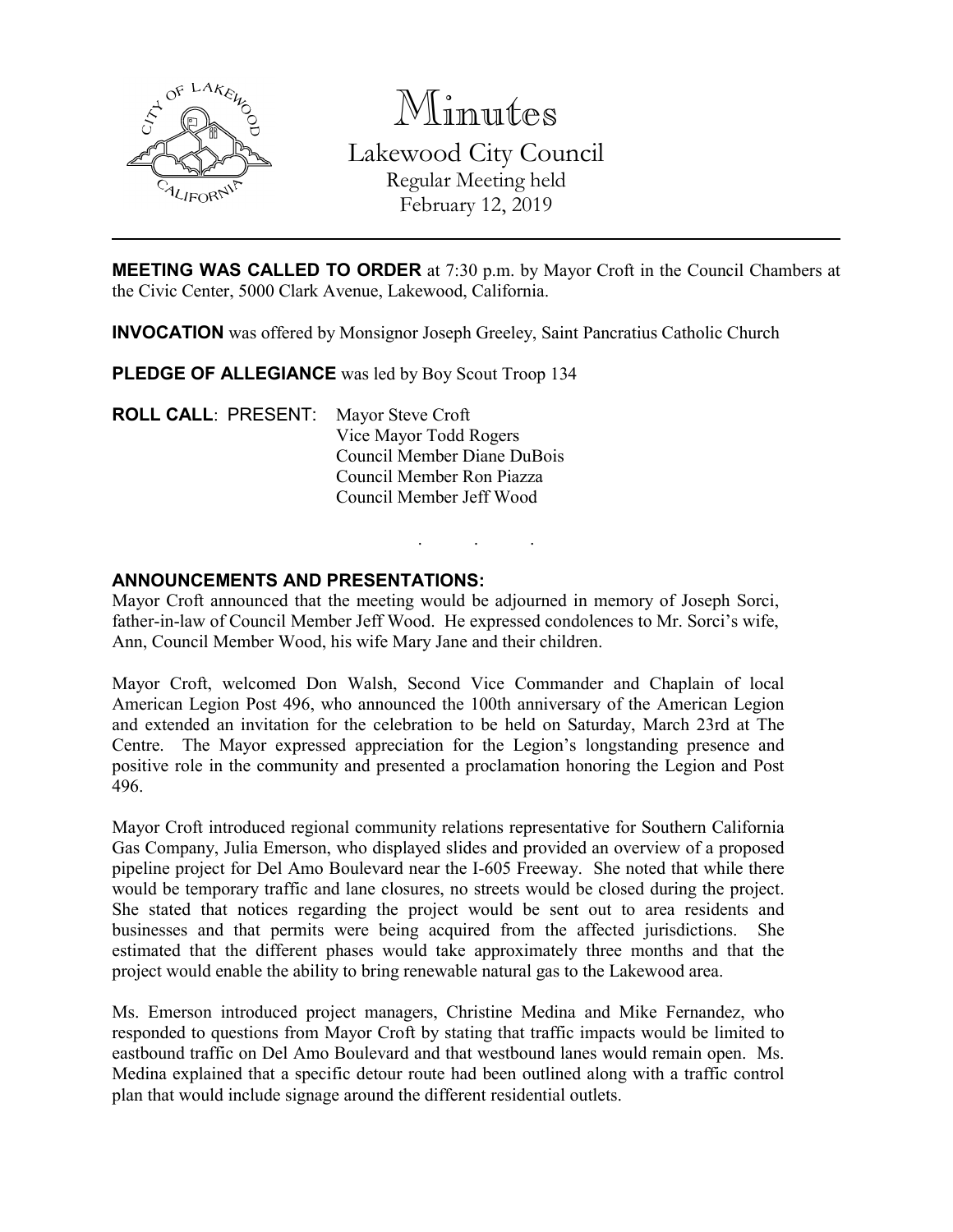# Minutes

## Lakewood City Council

Regular Meeting held
February 12, 2019

---

**MEETING WAS CALLED TO ORDER** at 7:30 p.m. by Mayor Croft in the Council Chambers at the Civic Center, 5000 Clark Avenue, Lakewood, California.

**INVOCATION** was offered by Monsignor Joseph Greeley, Saint Pancratius Catholic Church

**PLEDGE OF ALLEGIANCE** was led by Boy Scout Troop 134

**ROLL CALL**: PRESENT: Mayor Steve Croft
Vice Mayor Todd Rogers
Council Member Diane DuBois
Council Member Ron Piazza
Council Member Jeff Wood

. . .

**ANNOUNCEMENTS AND PRESENTATIONS:**

Mayor Croft announced that the meeting would be adjourned in memory of Joseph Sorci, father-in-law of Council Member Jeff Wood. He expressed condolences to Mr. Sorci's wife, Ann, Council Member Wood, his wife Mary Jane and their children.

Mayor Croft, welcomed Don Walsh, Second Vice Commander and Chaplain of local American Legion Post 496, who announced the 100th anniversary of the American Legion and extended an invitation for the celebration to be held on Saturday, March 23rd at The Centre. The Mayor expressed appreciation for the Legion's longstanding presence and positive role in the community and presented a proclamation honoring the Legion and Post 496.

Mayor Croft introduced regional community relations representative for Southern California Gas Company, Julia Emerson, who displayed slides and provided an overview of a proposed pipeline project for Del Amo Boulevard near the I-605 Freeway. She noted that while there would be temporary traffic and lane closures, no streets would be closed during the project. She stated that notices regarding the project would be sent out to area residents and businesses and that permits were being acquired from the affected jurisdictions. She estimated that the different phases would take approximately three months and that the project would enable the ability to bring renewable natural gas to the Lakewood area.

Ms. Emerson introduced project managers, Christine Medina and Mike Fernandez, who responded to questions from Mayor Croft by stating that traffic impacts would be limited to eastbound traffic on Del Amo Boulevard and that westbound lanes would remain open. Ms. Medina explained that a specific detour route had been outlined along with a traffic control plan that would include signage around the different residential outlets.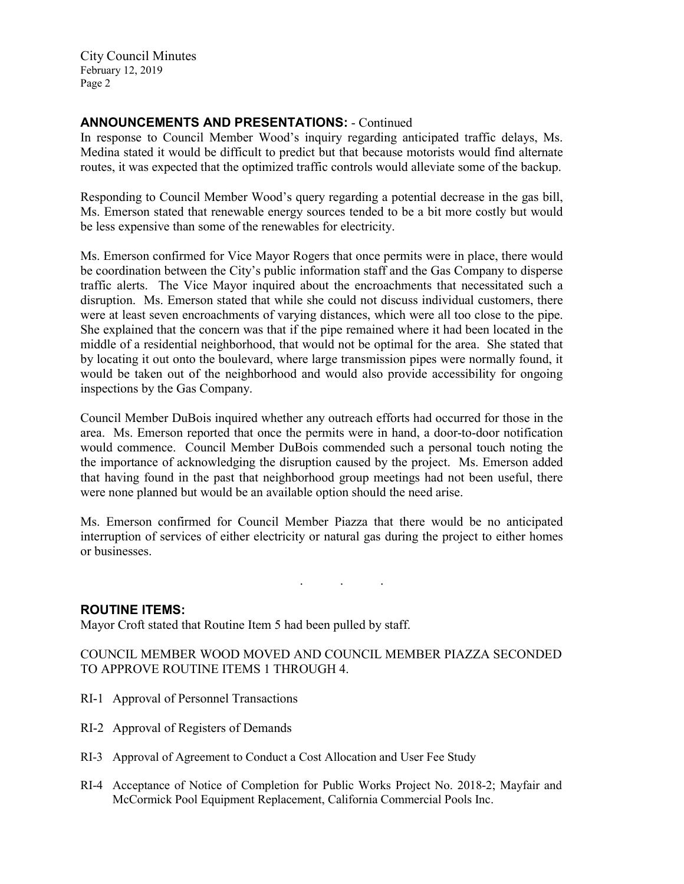## ANNOUNCEMENTS AND PRESENTATIONS: - Continued

In response to Council Member Wood's inquiry regarding anticipated traffic delays, Ms. Medina stated it would be difficult to predict but that because motorists would find alternate routes, it was expected that the optimized traffic controls would alleviate some of the backup.

Responding to Council Member Wood's query regarding a potential decrease in the gas bill, Ms. Emerson stated that renewable energy sources tended to be a bit more costly but would be less expensive than some of the renewables for electricity.

Ms. Emerson confirmed for Vice Mayor Rogers that once permits were in place, there would be coordination between the City's public information staff and the Gas Company to disperse traffic alerts. The Vice Mayor inquired about the encroachments that necessitated such a disruption. Ms. Emerson stated that while she could not discuss individual customers, there were at least seven encroachments of varying distances, which were all too close to the pipe. She explained that the concern was that if the pipe remained where it had been located in the middle of a residential neighborhood, that would not be optimal for the area. She stated that by locating it out onto the boulevard, where large transmission pipes were normally found, it would be taken out of the neighborhood and would also provide accessibility for ongoing inspections by the Gas Company.

Council Member DuBois inquired whether any outreach efforts had occurred for those in the area. Ms. Emerson reported that once the permits were in hand, a door-to-door notification would commence. Council Member DuBois commended such a personal touch noting the the importance of acknowledging the disruption caused by the project. Ms. Emerson added that having found in the past that neighborhood group meetings had not been useful, there were none planned but would be an available option should the need arise.

Ms. Emerson confirmed for Council Member Piazza that there would be no anticipated interruption of services of either electricity or natural gas during the project to either homes or businesses.

. . .

## ROUTINE ITEMS:

Mayor Croft stated that Routine Item 5 had been pulled by staff.

COUNCIL MEMBER WOOD MOVED AND COUNCIL MEMBER PIAZZA SECONDED TO APPROVE ROUTINE ITEMS 1 THROUGH 4.

RI-1 Approval of Personnel Transactions

RI-2 Approval of Registers of Demands

RI-3 Approval of Agreement to Conduct a Cost Allocation and User Fee Study

RI-4 Acceptance of Notice of Completion for Public Works Project No. 2018-2; Mayfair and McCormick Pool Equipment Replacement, California Commercial Pools Inc.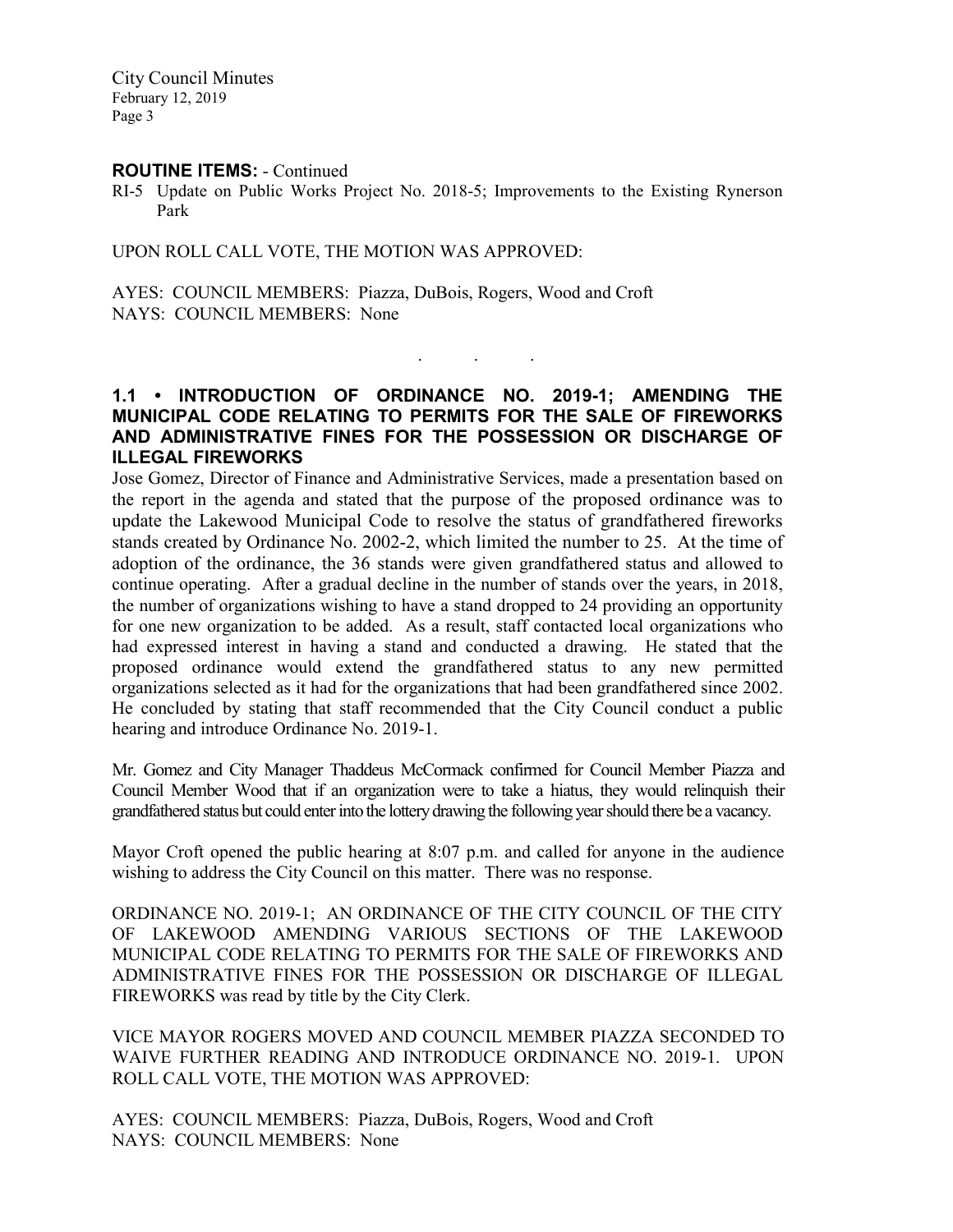**ROUTINE ITEMS:** - Continued

RI-5 Update on Public Works Project No. 2018-5; Improvements to the Existing Rynerson Park

UPON ROLL CALL VOTE, THE MOTION WAS APPROVED:

AYES: COUNCIL MEMBERS: Piazza, DuBois, Rogers, Wood and Croft
NAYS: COUNCIL MEMBERS: None

. . .

### 1.1 • INTRODUCTION OF ORDINANCE NO. 2019-1; AMENDING THE MUNICIPAL CODE RELATING TO PERMITS FOR THE SALE OF FIREWORKS AND ADMINISTRATIVE FINES FOR THE POSSESSION OR DISCHARGE OF ILLEGAL FIREWORKS

Jose Gomez, Director of Finance and Administrative Services, made a presentation based on the report in the agenda and stated that the purpose of the proposed ordinance was to update the Lakewood Municipal Code to resolve the status of grandfathered fireworks stands created by Ordinance No. 2002-2, which limited the number to 25. At the time of adoption of the ordinance, the 36 stands were given grandfathered status and allowed to continue operating. After a gradual decline in the number of stands over the years, in 2018, the number of organizations wishing to have a stand dropped to 24 providing an opportunity for one new organization to be added. As a result, staff contacted local organizations who had expressed interest in having a stand and conducted a drawing. He stated that the proposed ordinance would extend the grandfathered status to any new permitted organizations selected as it had for the organizations that had been grandfathered since 2002. He concluded by stating that staff recommended that the City Council conduct a public hearing and introduce Ordinance No. 2019-1.

Mr. Gomez and City Manager Thaddeus McCormack confirmed for Council Member Piazza and Council Member Wood that if an organization were to take a hiatus, they would relinquish their grandfathered status but could enter into the lottery drawing the following year should there be a vacancy.

Mayor Croft opened the public hearing at 8:07 p.m. and called for anyone in the audience wishing to address the City Council on this matter. There was no response.

ORDINANCE NO. 2019-1; AN ORDINANCE OF THE CITY COUNCIL OF THE CITY OF LAKEWOOD AMENDING VARIOUS SECTIONS OF THE LAKEWOOD MUNICIPAL CODE RELATING TO PERMITS FOR THE SALE OF FIREWORKS AND ADMINISTRATIVE FINES FOR THE POSSESSION OR DISCHARGE OF ILLEGAL FIREWORKS was read by title by the City Clerk.

VICE MAYOR ROGERS MOVED AND COUNCIL MEMBER PIAZZA SECONDED TO WAIVE FURTHER READING AND INTRODUCE ORDINANCE NO. 2019-1. UPON ROLL CALL VOTE, THE MOTION WAS APPROVED:

AYES: COUNCIL MEMBERS: Piazza, DuBois, Rogers, Wood and Croft
NAYS: COUNCIL MEMBERS: None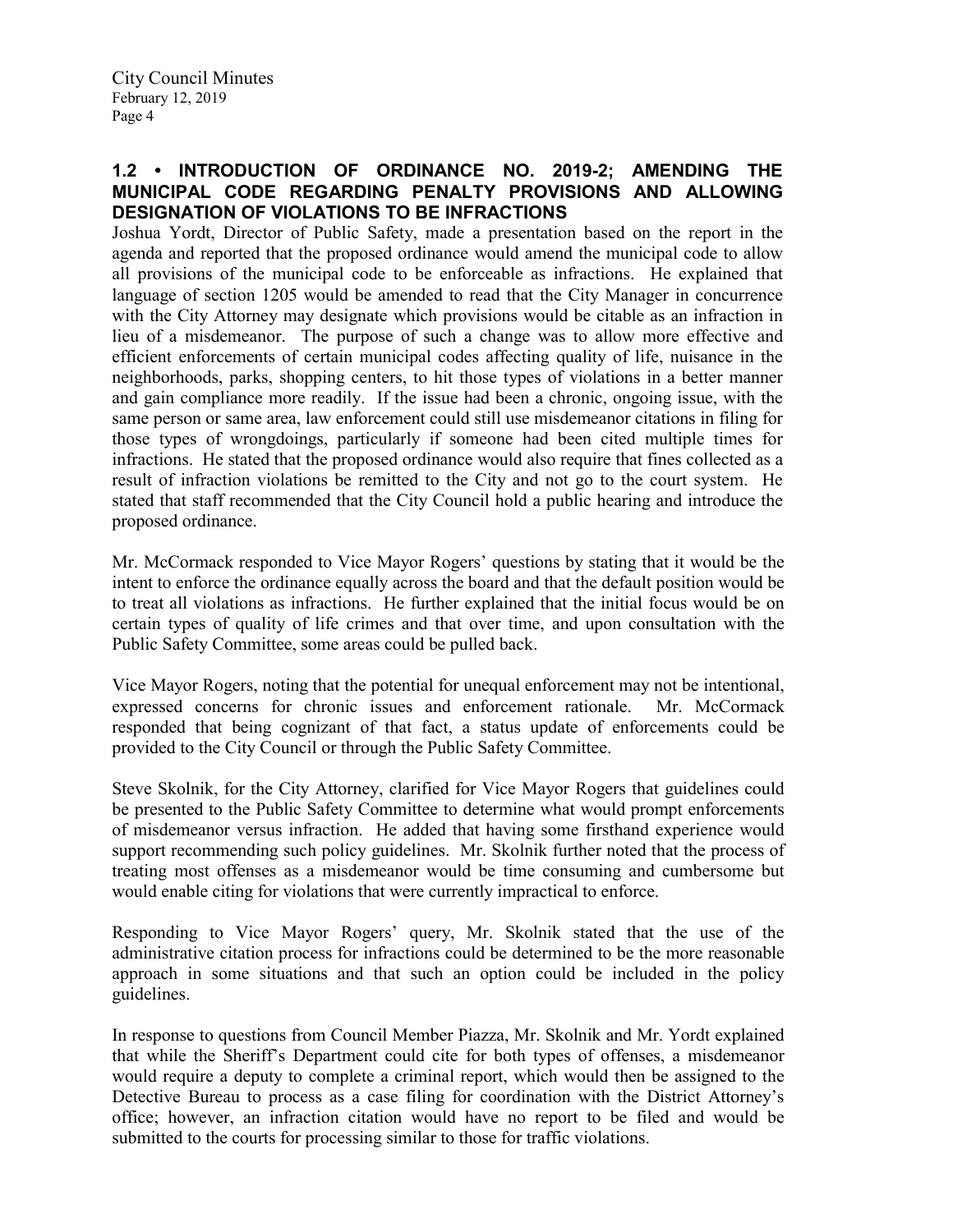### 1.2 • INTRODUCTION OF ORDINANCE NO. 2019-2; AMENDING THE MUNICIPAL CODE REGARDING PENALTY PROVISIONS AND ALLOWING DESIGNATION OF VIOLATIONS TO BE INFRACTIONS

Joshua Yordt, Director of Public Safety, made a presentation based on the report in the agenda and reported that the proposed ordinance would amend the municipal code to allow all provisions of the municipal code to be enforceable as infractions. He explained that language of section 1205 would be amended to read that the City Manager in concurrence with the City Attorney may designate which provisions would be citable as an infraction in lieu of a misdemeanor. The purpose of such a change was to allow more effective and efficient enforcements of certain municipal codes affecting quality of life, nuisance in the neighborhoods, parks, shopping centers, to hit those types of violations in a better manner and gain compliance more readily. If the issue had been a chronic, ongoing issue, with the same person or same area, law enforcement could still use misdemeanor citations in filing for those types of wrongdoings, particularly if someone had been cited multiple times for infractions. He stated that the proposed ordinance would also require that fines collected as a result of infraction violations be remitted to the City and not go to the court system. He stated that staff recommended that the City Council hold a public hearing and introduce the proposed ordinance.

Mr. McCormack responded to Vice Mayor Rogers' questions by stating that it would be the intent to enforce the ordinance equally across the board and that the default position would be to treat all violations as infractions. He further explained that the initial focus would be on certain types of quality of life crimes and that over time, and upon consultation with the Public Safety Committee, some areas could be pulled back.

Vice Mayor Rogers, noting that the potential for unequal enforcement may not be intentional, expressed concerns for chronic issues and enforcement rationale. Mr. McCormack responded that being cognizant of that fact, a status update of enforcements could be provided to the City Council or through the Public Safety Committee.

Steve Skolnik, for the City Attorney, clarified for Vice Mayor Rogers that guidelines could be presented to the Public Safety Committee to determine what would prompt enforcements of misdemeanor versus infraction. He added that having some firsthand experience would support recommending such policy guidelines. Mr. Skolnik further noted that the process of treating most offenses as a misdemeanor would be time consuming and cumbersome but would enable citing for violations that were currently impractical to enforce.

Responding to Vice Mayor Rogers' query, Mr. Skolnik stated that the use of the administrative citation process for infractions could be determined to be the more reasonable approach in some situations and that such an option could be included in the policy guidelines.

In response to questions from Council Member Piazza, Mr. Skolnik and Mr. Yordt explained that while the Sheriff's Department could cite for both types of offenses, a misdemeanor would require a deputy to complete a criminal report, which would then be assigned to the Detective Bureau to process as a case filing for coordination with the District Attorney's office; however, an infraction citation would have no report to be filed and would be submitted to the courts for processing similar to those for traffic violations.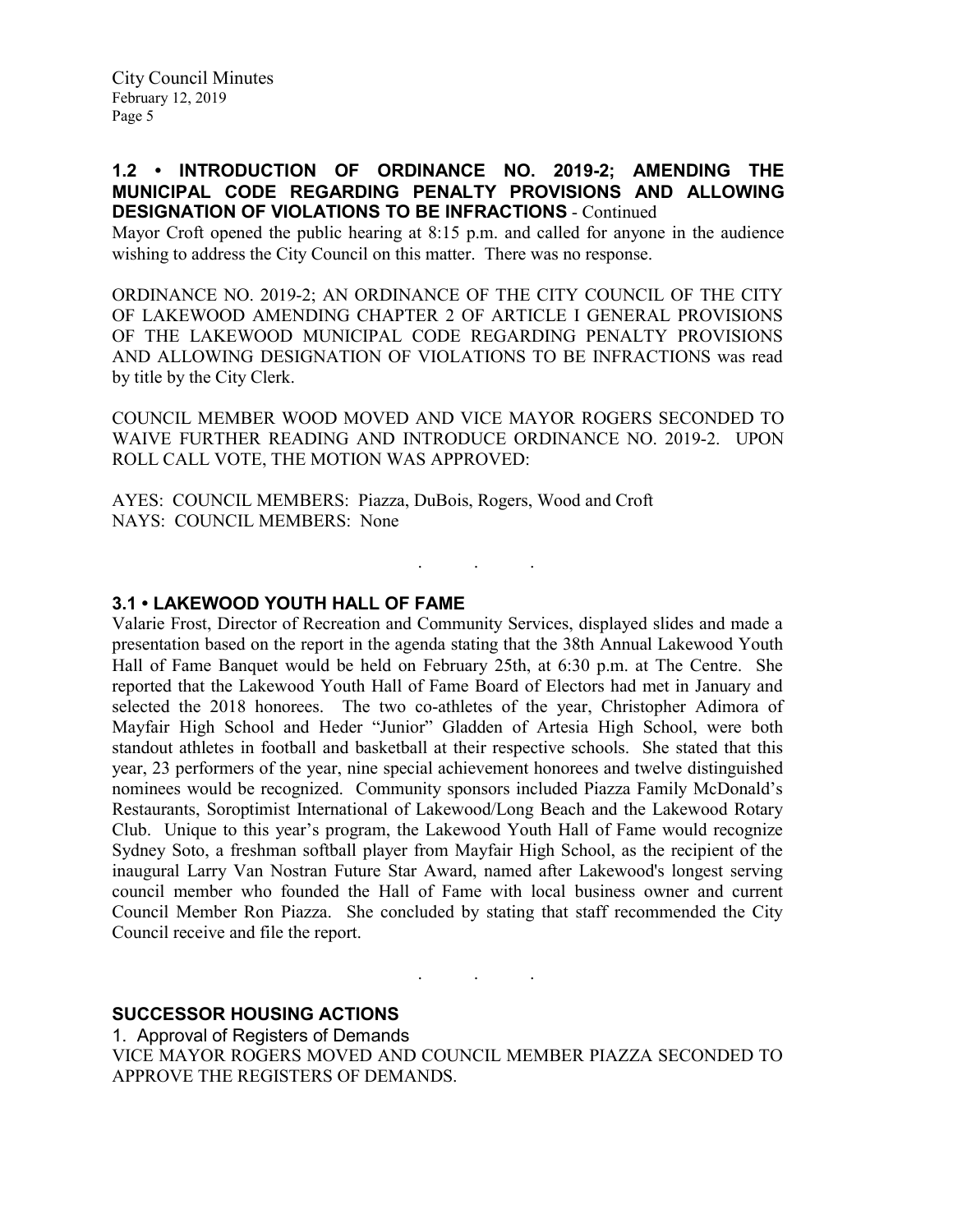## 1.2 • INTRODUCTION OF ORDINANCE NO. 2019-2; AMENDING THE MUNICIPAL CODE REGARDING PENALTY PROVISIONS AND ALLOWING DESIGNATION OF VIOLATIONS TO BE INFRACTIONS - Continued

Mayor Croft opened the public hearing at 8:15 p.m. and called for anyone in the audience wishing to address the City Council on this matter. There was no response.

ORDINANCE NO. 2019-2; AN ORDINANCE OF THE CITY COUNCIL OF THE CITY OF LAKEWOOD AMENDING CHAPTER 2 OF ARTICLE I GENERAL PROVISIONS OF THE LAKEWOOD MUNICIPAL CODE REGARDING PENALTY PROVISIONS AND ALLOWING DESIGNATION OF VIOLATIONS TO BE INFRACTIONS was read by title by the City Clerk.

COUNCIL MEMBER WOOD MOVED AND VICE MAYOR ROGERS SECONDED TO WAIVE FURTHER READING AND INTRODUCE ORDINANCE NO. 2019-2. UPON ROLL CALL VOTE, THE MOTION WAS APPROVED:

AYES: COUNCIL MEMBERS: Piazza, DuBois, Rogers, Wood and Croft
NAYS: COUNCIL MEMBERS: None

. . .

## 3.1 • LAKEWOOD YOUTH HALL OF FAME

Valarie Frost, Director of Recreation and Community Services, displayed slides and made a presentation based on the report in the agenda stating that the 38th Annual Lakewood Youth Hall of Fame Banquet would be held on February 25th, at 6:30 p.m. at The Centre. She reported that the Lakewood Youth Hall of Fame Board of Electors had met in January and selected the 2018 honorees. The two co-athletes of the year, Christopher Adimora of Mayfair High School and Heder "Junior" Gladden of Artesia High School, were both standout athletes in football and basketball at their respective schools. She stated that this year, 23 performers of the year, nine special achievement honorees and twelve distinguished nominees would be recognized. Community sponsors included Piazza Family McDonald's Restaurants, Soroptimist International of Lakewood/Long Beach and the Lakewood Rotary Club. Unique to this year's program, the Lakewood Youth Hall of Fame would recognize Sydney Soto, a freshman softball player from Mayfair High School, as the recipient of the inaugural Larry Van Nostran Future Star Award, named after Lakewood's longest serving council member who founded the Hall of Fame with local business owner and current Council Member Ron Piazza. She concluded by stating that staff recommended the City Council receive and file the report.

. . .

## SUCCESSOR HOUSING ACTIONS

1. Approval of Registers of Demands

VICE MAYOR ROGERS MOVED AND COUNCIL MEMBER PIAZZA SECONDED TO APPROVE THE REGISTERS OF DEMANDS.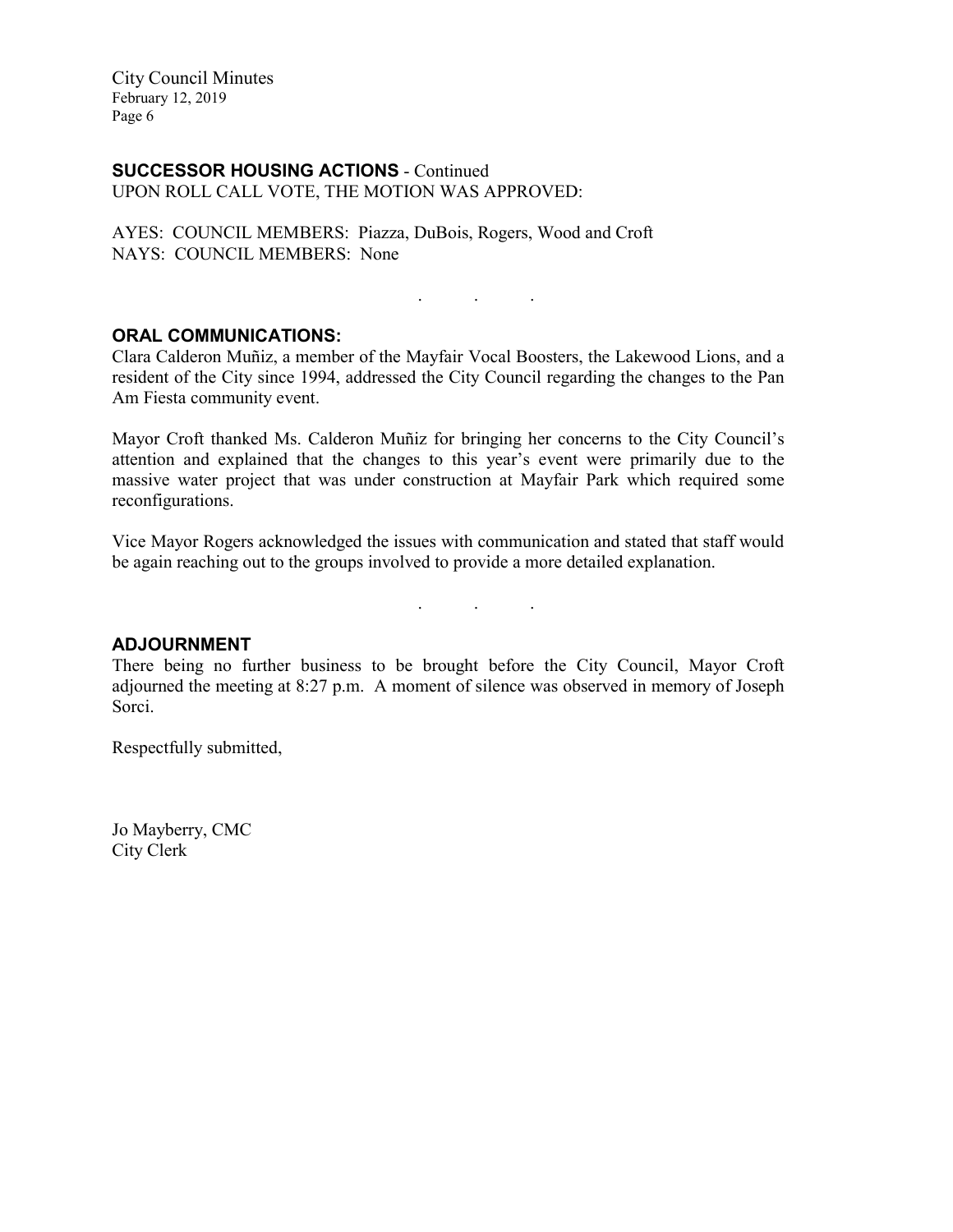## SUCCESSOR HOUSING ACTIONS - Continued

UPON ROLL CALL VOTE, THE MOTION WAS APPROVED:

AYES: COUNCIL MEMBERS: Piazza, DuBois, Rogers, Wood and Croft
NAYS: COUNCIL MEMBERS: None

. . .

## ORAL COMMUNICATIONS:

Clara Calderon Muñiz, a member of the Mayfair Vocal Boosters, the Lakewood Lions, and a resident of the City since 1994, addressed the City Council regarding the changes to the Pan Am Fiesta community event.

Mayor Croft thanked Ms. Calderon Muñiz for bringing her concerns to the City Council's attention and explained that the changes to this year's event were primarily due to the massive water project that was under construction at Mayfair Park which required some reconfigurations.

Vice Mayor Rogers acknowledged the issues with communication and stated that staff would be again reaching out to the groups involved to provide a more detailed explanation.

. . .

## ADJOURNMENT

There being no further business to be brought before the City Council, Mayor Croft adjourned the meeting at 8:27 p.m. A moment of silence was observed in memory of Joseph Sorci.

Respectfully submitted,

Jo Mayberry, CMC
City Clerk